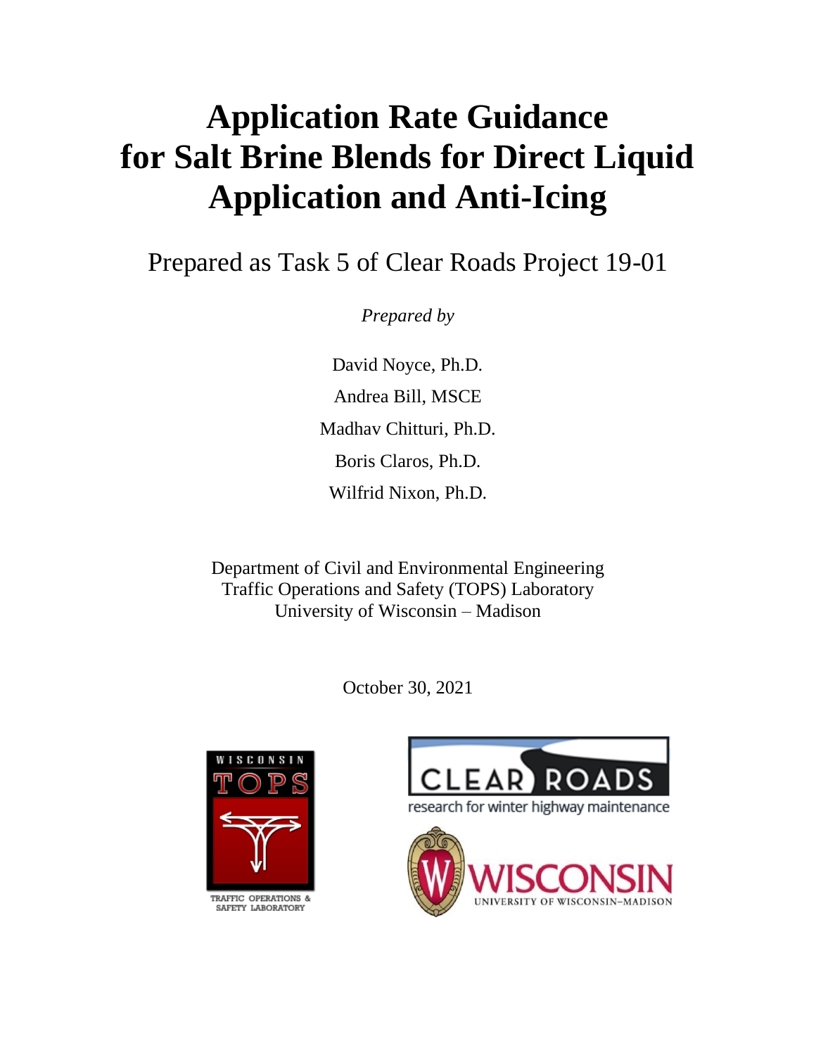# Application Rate Guidance for Salt Brine Blends for Direct Liquid Application and Anti-Icing

Prepared as Task 5 of Clear Roads Project 19-01

*Prepared by*

David Noyce, Ph.D.

Andrea Bill, MSCE

Madhav Chitturi, Ph.D.

Boris Claros, Ph.D.

Wilfrid Nixon, Ph.D.

Department of Civil and Environmental Engineering
Traffic Operations and Safety (TOPS) Laboratory
University of Wisconsin – Madison

October 30, 2021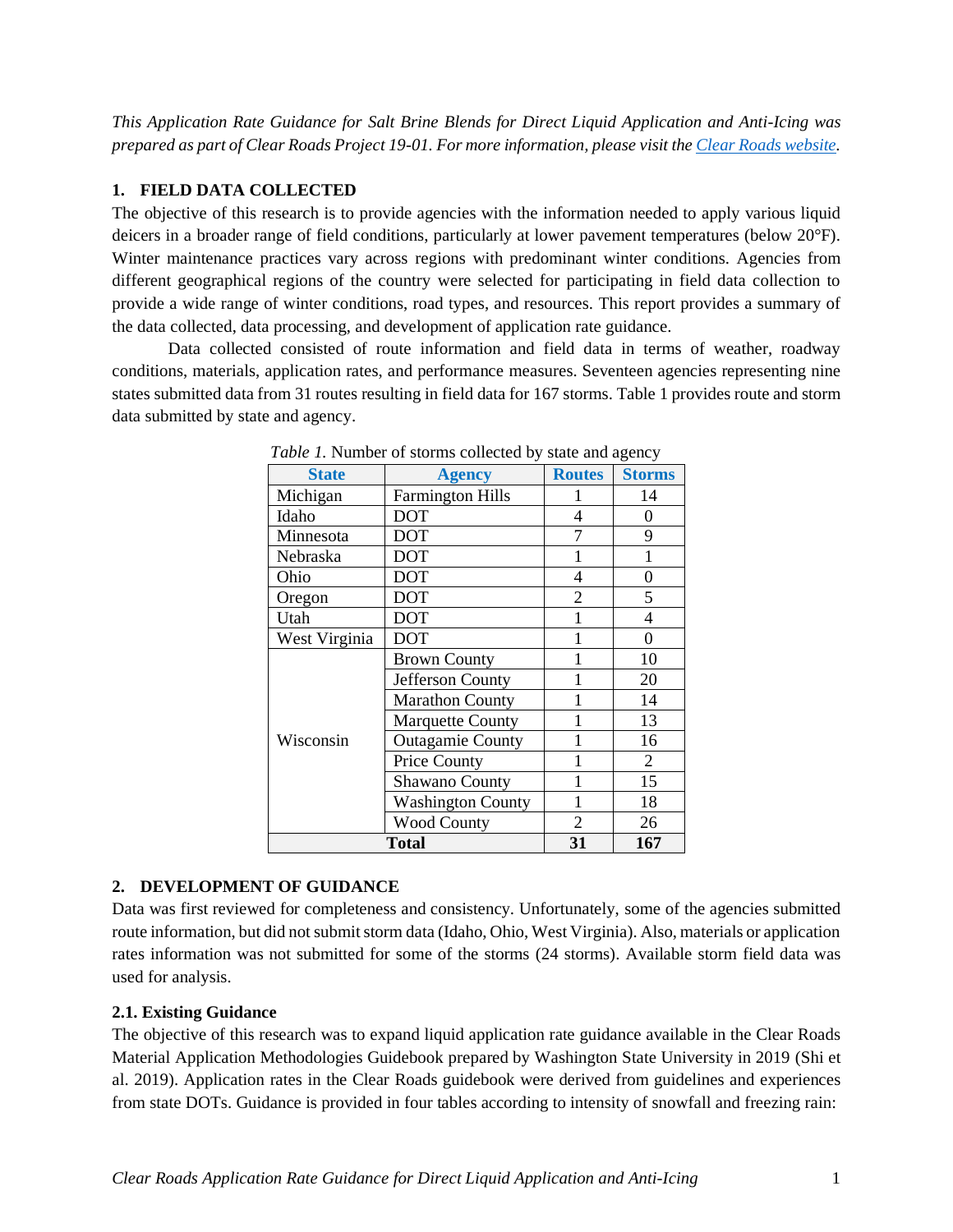*This Application Rate Guidance for Salt Brine Blends for Direct Liquid Application and Anti-Icing was prepared as part of Clear Roads Project 19-01. For more information, please visit the [Clear Roads website](#).*

## 1. FIELD DATA COLLECTED

The objective of this research is to provide agencies with the information needed to apply various liquid deicers in a broader range of field conditions, particularly at lower pavement temperatures (below 20°F). Winter maintenance practices vary across regions with predominant winter conditions. Agencies from different geographical regions of the country were selected for participating in field data collection to provide a wide range of winter conditions, road types, and resources. This report provides a summary of the data collected, data processing, and development of application rate guidance.

Data collected consisted of route information and field data in terms of weather, roadway conditions, materials, application rates, and performance measures. Seventeen agencies representing nine states submitted data from 31 routes resulting in field data for 167 storms. Table 1 provides route and storm data submitted by state and agency.

*Table 1.* Number of storms collected by state and agency

| State | Agency | Routes | Storms |
|---|---|---|---|
| Michigan | Farmington Hills | 1 | 14 |
| Idaho | DOT | 4 | 0 |
| Minnesota | DOT | 7 | 9 |
| Nebraska | DOT | 1 | 1 |
| Ohio | DOT | 4 | 0 |
| Oregon | DOT | 2 | 5 |
| Utah | DOT | 1 | 4 |
| West Virginia | DOT | 1 | 0 |
| Wisconsin | Brown County | 1 | 10 |
| | Jefferson County | 1 | 20 |
| | Marathon County | 1 | 14 |
| | Marquette County | 1 | 13 |
| | Outagamie County | 1 | 16 |
| | Price County | 1 | 2 |
| | Shawano County | 1 | 15 |
| | Washington County | 1 | 18 |
| | Wood County | 2 | 26 |
| **Total** | | **31** | **167** |

## 2. DEVELOPMENT OF GUIDANCE

Data was first reviewed for completeness and consistency. Unfortunately, some of the agencies submitted route information, but did not submit storm data (Idaho, Ohio, West Virginia). Also, materials or application rates information was not submitted for some of the storms (24 storms). Available storm field data was used for analysis.

### 2.1. Existing Guidance

The objective of this research was to expand liquid application rate guidance available in the Clear Roads Material Application Methodologies Guidebook prepared by Washington State University in 2019 (Shi et al. 2019). Application rates in the Clear Roads guidebook were derived from guidelines and experiences from state DOTs. Guidance is provided in four tables according to intensity of snowfall and freezing rain: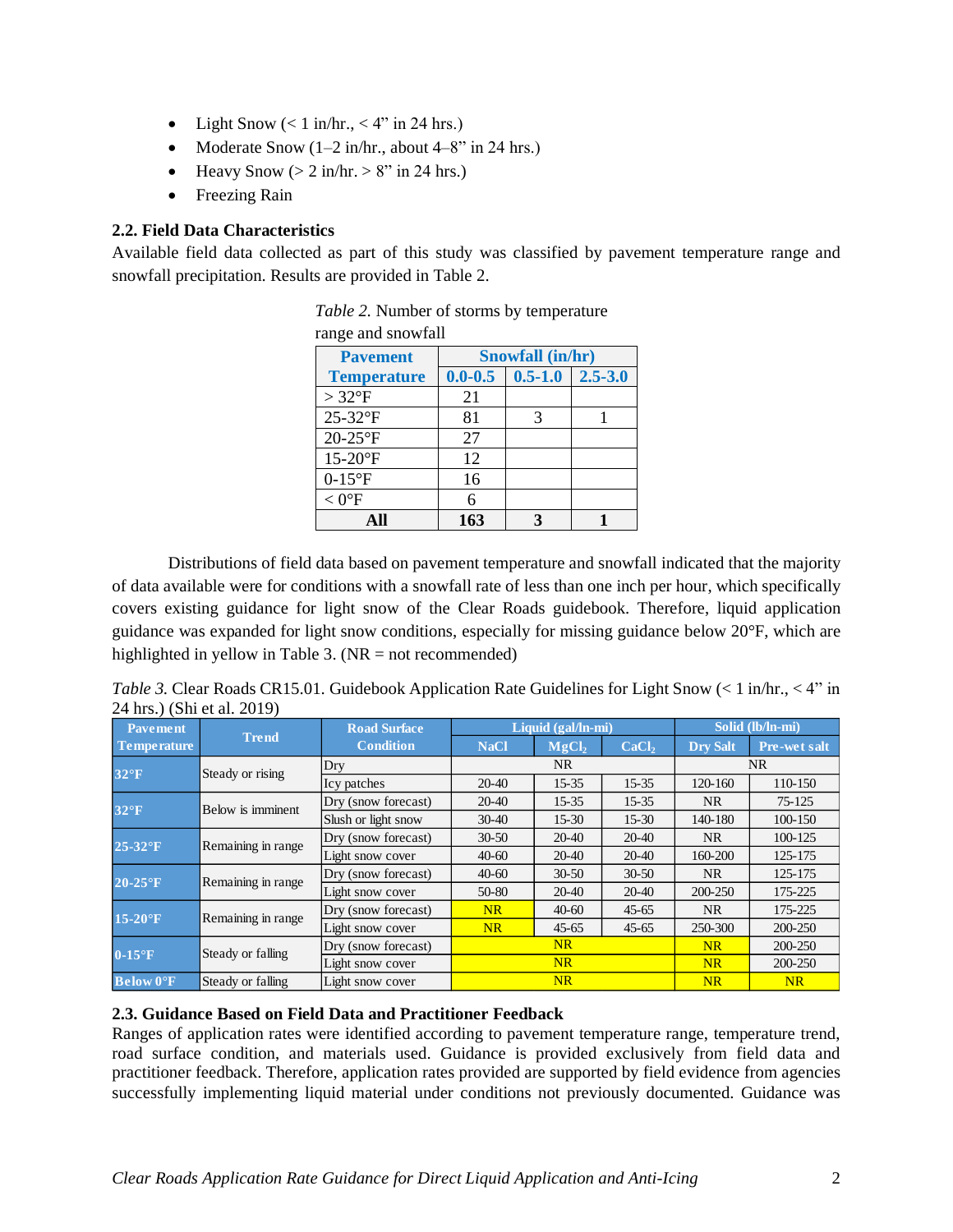- Light Snow (< 1 in/hr., < 4" in 24 hrs.)
- Moderate Snow (1–2 in/hr., about 4–8" in 24 hrs.)
- Heavy Snow (> 2 in/hr. > 8" in 24 hrs.)
- Freezing Rain

### 2.2. Field Data Characteristics

Available field data collected as part of this study was classified by pavement temperature range and snowfall precipitation. Results are provided in Table 2.

*Table 2.* Number of storms by temperature range and snowfall

| Pavement Temperature | Snowfall (in/hr) | | |
|---|---|---|---|
| | 0.0-0.5 | 0.5-1.0 | 2.5-3.0 |
| > 32°F | 21 | | |
| 25-32°F | 81 | 3 | 1 |
| 20-25°F | 27 | | |
| 15-20°F | 12 | | |
| 0-15°F | 16 | | |
| < 0°F | 6 | | |
| **All** | **163** | **3** | **1** |

Distributions of field data based on pavement temperature and snowfall indicated that the majority of data available were for conditions with a snowfall rate of less than one inch per hour, which specifically covers existing guidance for light snow of the Clear Roads guidebook. Therefore, liquid application guidance was expanded for light snow conditions, especially for missing guidance below 20°F, which are highlighted in yellow in Table 3. (NR = not recommended)

*Table 3.* Clear Roads CR15.01. Guidebook Application Rate Guidelines for Light Snow (< 1 in/hr., < 4" in 24 hrs.) (Shi et al. 2019)

| Pavement Temperature | Trend | Road Surface Condition | Liquid (gal/ln-mi) | | | Solid (lb/ln-mi) | |
|---|---|---|---|---|---|---|---|
| | | | NaCl | $MgCl_2$ | $CaCl_2$ | Dry Salt | Pre-wet salt |
| 32°F | Steady or rising | Dry | NR | | | NR | |
| | | Icy patches | 20-40 | 15-35 | 15-35 | 120-160 | 110-150 |
| 32°F | Below is imminent | Dry (snow forecast) | 20-40 | 15-35 | 15-35 | NR | 75-125 |
| | | Slush or light snow | 30-40 | 15-30 | 15-30 | 140-180 | 100-150 |
| 25-32°F | Remaining in range | Dry (snow forecast) | 30-50 | 20-40 | 20-40 | NR | 100-125 |
| | | Light snow cover | 40-60 | 20-40 | 20-40 | 160-200 | 125-175 |
| 20-25°F | Remaining in range | Dry (snow forecast) | 40-60 | 30-50 | 30-50 | NR | 125-175 |
| | | Light snow cover | 50-80 | 20-40 | 20-40 | 200-250 | 175-225 |
| 15-20°F | Remaining in range | Dry (snow forecast) | NR | 40-60 | 45-65 | NR | 175-225 |
| | | Light snow cover | NR | 45-65 | 45-65 | 250-300 | 200-250 |
| 0-15°F | Steady or falling | Dry (snow forecast) | NR | | | NR | 200-250 |
| | | Light snow cover | NR | | | NR | 200-250 |
| Below 0°F | Steady or falling | Light snow cover | NR | | | NR | NR |

### 2.3. Guidance Based on Field Data and Practitioner Feedback

Ranges of application rates were identified according to pavement temperature range, temperature trend, road surface condition, and materials used. Guidance is provided exclusively from field data and practitioner feedback. Therefore, application rates provided are supported by field evidence from agencies successfully implementing liquid material under conditions not previously documented. Guidance was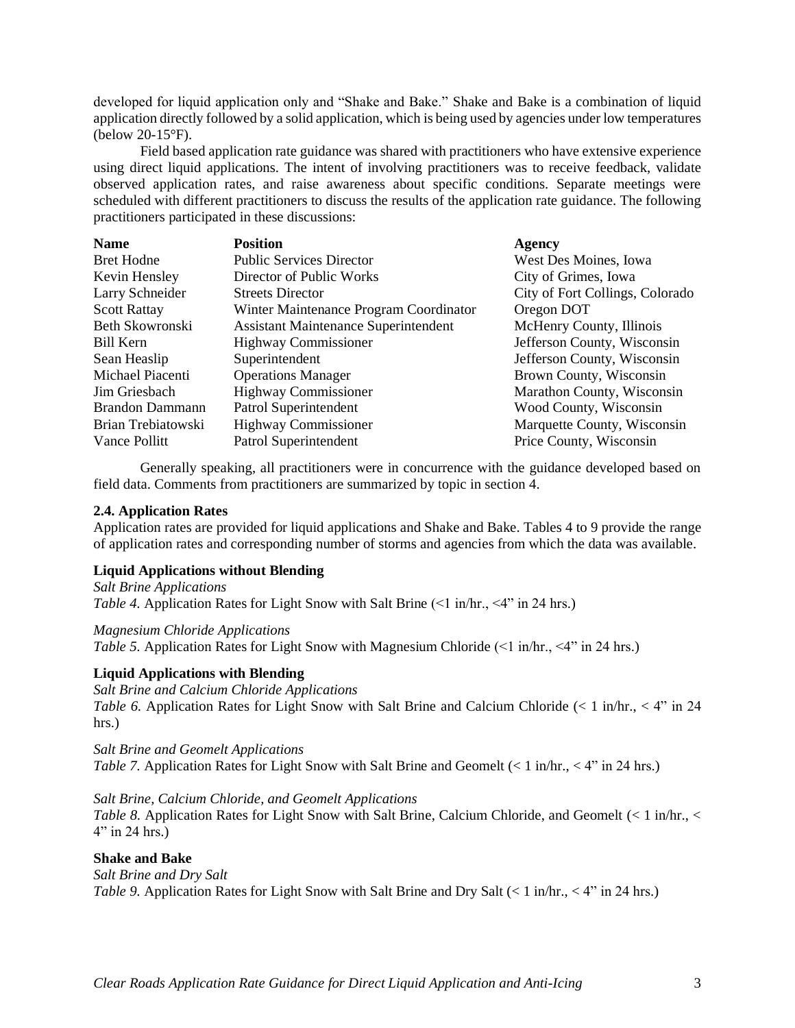developed for liquid application only and "Shake and Bake." Shake and Bake is a combination of liquid application directly followed by a solid application, which is being used by agencies under low temperatures (below 20-15°F).

Field based application rate guidance was shared with practitioners who have extensive experience using direct liquid applications. The intent of involving practitioners was to receive feedback, validate observed application rates, and raise awareness about specific conditions. Separate meetings were scheduled with different practitioners to discuss the results of the application rate guidance. The following practitioners participated in these discussions:

| Name | Position | Agency |
|---|---|---|
| Bret Hodne | Public Services Director | West Des Moines, Iowa |
| Kevin Hensley | Director of Public Works | City of Grimes, Iowa |
| Larry Schneider | Streets Director | City of Fort Collings, Colorado |
| Scott Rattay | Winter Maintenance Program Coordinator | Oregon DOT |
| Beth Skowronski | Assistant Maintenance Superintendent | McHenry County, Illinois |
| Bill Kern | Highway Commissioner | Jefferson County, Wisconsin |
| Sean Heaslip | Superintendent | Jefferson County, Wisconsin |
| Michael Piacenti | Operations Manager | Brown County, Wisconsin |
| Jim Griesbach | Highway Commissioner | Marathon County, Wisconsin |
| Brandon Dammann | Patrol Superintendent | Wood County, Wisconsin |
| Brian Trebiatowski | Highway Commissioner | Marquette County, Wisconsin |
| Vance Pollitt | Patrol Superintendent | Price County, Wisconsin |

Generally speaking, all practitioners were in concurrence with the guidance developed based on field data. Comments from practitioners are summarized by topic in section 4.

### 2.4. Application Rates

Application rates are provided for liquid applications and Shake and Bake. Tables 4 to 9 provide the range of application rates and corresponding number of storms and agencies from which the data was available.

**Liquid Applications without Blending**

*Salt Brine Applications*
*Table 4.* Application Rates for Light Snow with Salt Brine (<1 in/hr., <4" in 24 hrs.)

*Magnesium Chloride Applications*
*Table 5.* Application Rates for Light Snow with Magnesium Chloride (<1 in/hr., <4" in 24 hrs.)

**Liquid Applications with Blending**

*Salt Brine and Calcium Chloride Applications*
*Table 6.* Application Rates for Light Snow with Salt Brine and Calcium Chloride (< 1 in/hr., < 4" in 24 hrs.)

*Salt Brine and Geomelt Applications*
*Table 7.* Application Rates for Light Snow with Salt Brine and Geomelt (< 1 in/hr., < 4" in 24 hrs.)

*Salt Brine, Calcium Chloride, and Geomelt Applications*
*Table 8.* Application Rates for Light Snow with Salt Brine, Calcium Chloride, and Geomelt (< 1 in/hr., < 4" in 24 hrs.)

**Shake and Bake**

*Salt Brine and Dry Salt*
*Table 9.* Application Rates for Light Snow with Salt Brine and Dry Salt (< 1 in/hr., < 4" in 24 hrs.)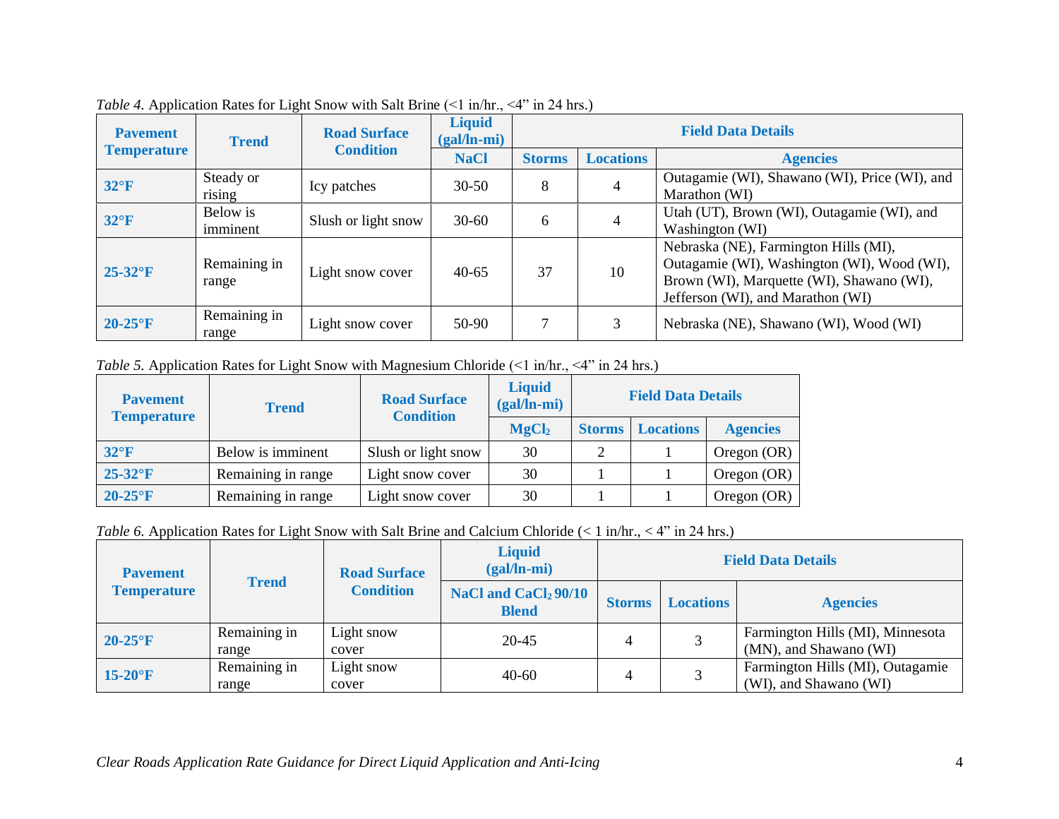*Table 4.* Application Rates for Light Snow with Salt Brine (<1 in/hr., <4" in 24 hrs.)

| Pavement Temperature | Trend | Road Surface Condition | Liquid (gal/ln-mi) | Field Data Details | | |
|---|---|---|---|---|---|---|
| | | | NaCl | Storms | Locations | Agencies |
| 32°F | Steady or rising | Icy patches | 30-50 | 8 | 4 | Outagamie (WI), Shawano (WI), Price (WI), and Marathon (WI) |
| 32°F | Below is imminent | Slush or light snow | 30-60 | 6 | 4 | Utah (UT), Brown (WI), Outagamie (WI), and Washington (WI) |
| 25-32°F | Remaining in range | Light snow cover | 40-65 | 37 | 10 | Nebraska (NE), Farmington Hills (MI), Outagamie (WI), Washington (WI), Wood (WI), Brown (WI), Marquette (WI), Shawano (WI), Jefferson (WI), and Marathon (WI) |
| 20-25°F | Remaining in range | Light snow cover | 50-90 | 7 | 3 | Nebraska (NE), Shawano (WI), Wood (WI) |

*Table 5.* Application Rates for Light Snow with Magnesium Chloride (<1 in/hr., <4" in 24 hrs.)

| Pavement Temperature | Trend | Road Surface Condition | Liquid (gal/ln-mi) | Field Data Details | | |
|---|---|---|---|---|---|---|
| | | | $MgCl_2$ | Storms | Locations | Agencies |
| 32°F | Below is imminent | Slush or light snow | 30 | 2 | 1 | Oregon (OR) |
| 25-32°F | Remaining in range | Light snow cover | 30 | 1 | 1 | Oregon (OR) |
| 20-25°F | Remaining in range | Light snow cover | 30 | 1 | 1 | Oregon (OR) |

*Table 6.* Application Rates for Light Snow with Salt Brine and Calcium Chloride (< 1 in/hr., < 4" in 24 hrs.)

| Pavement Temperature | Trend | Road Surface Condition | Liquid (gal/ln-mi) | Field Data Details | | |
|---|---|---|---|---|---|---|
| | | | NaCl and $CaCl_2$ 90/10 Blend | Storms | Locations | Agencies |
| 20-25°F | Remaining in range | Light snow cover | 20-45 | 4 | 3 | Farmington Hills (MI), Minnesota (MN), and Shawano (WI) |
| 15-20°F | Remaining in range | Light snow cover | 40-60 | 4 | 3 | Farmington Hills (MI), Outagamie (WI), and Shawano (WI) |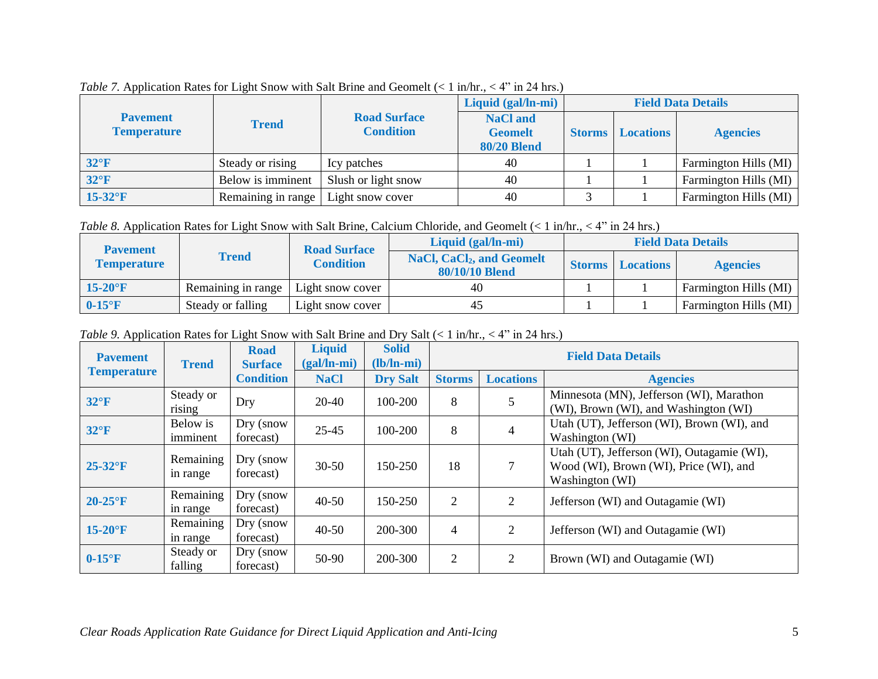*Table 7.* Application Rates for Light Snow with Salt Brine and Geomelt (< 1 in/hr., < 4" in 24 hrs.)

| Pavement Temperature | Trend | Road Surface Condition | Liquid (gal/ln-mi) | Field Data Details | | |
|---|---|---|---|---|---|---|
| | | | NaCl and Geomelt 80/20 Blend | Storms | Locations | Agencies |
| 32°F | Steady or rising | Icy patches | 40 | 1 | 1 | Farmington Hills (MI) |
| 32°F | Below is imminent | Slush or light snow | 40 | 1 | 1 | Farmington Hills (MI) |
| 15-32°F | Remaining in range | Light snow cover | 40 | 3 | 1 | Farmington Hills (MI) |

*Table 8.* Application Rates for Light Snow with Salt Brine, Calcium Chloride, and Geomelt (< 1 in/hr., < 4" in 24 hrs.)

| Pavement Temperature | Trend | Road Surface Condition | Liquid (gal/ln-mi) | Field Data Details | | |
|---|---|---|---|---|---|---|
| | | | NaCl, $CaCl_2$, and Geomelt 80/10/10 Blend | Storms | Locations | Agencies |
| 15-20°F | Remaining in range | Light snow cover | 40 | 1 | 1 | Farmington Hills (MI) |
| 0-15°F | Steady or falling | Light snow cover | 45 | 1 | 1 | Farmington Hills (MI) |

*Table 9.* Application Rates for Light Snow with Salt Brine and Dry Salt (< 1 in/hr., < 4" in 24 hrs.)

| Pavement Temperature | Trend | Road Surface Condition | Liquid (gal/ln-mi) | Solid (lb/ln-mi) | Field Data Details | | |
|---|---|---|---|---|---|---|---|
| | | | NaCl | Dry Salt | Storms | Locations | Agencies |
| 32°F | Steady or rising | Dry | 20-40 | 100-200 | 8 | 5 | Minnesota (MN), Jefferson (WI), Marathon (WI), Brown (WI), and Washington (WI) |
| 32°F | Below is imminent | Dry (snow forecast) | 25-45 | 100-200 | 8 | 4 | Utah (UT), Jefferson (WI), Brown (WI), and Washington (WI) |
| 25-32°F | Remaining in range | Dry (snow forecast) | 30-50 | 150-250 | 18 | 7 | Utah (UT), Jefferson (WI), Outagamie (WI), Wood (WI), Brown (WI), Price (WI), and Washington (WI) |
| 20-25°F | Remaining in range | Dry (snow forecast) | 40-50 | 150-250 | 2 | 2 | Jefferson (WI) and Outagamie (WI) |
| 15-20°F | Remaining in range | Dry (snow forecast) | 40-50 | 200-300 | 4 | 2 | Jefferson (WI) and Outagamie (WI) |
| 0-15°F | Steady or falling | Dry (snow forecast) | 50-90 | 200-300 | 2 | 2 | Brown (WI) and Outagamie (WI) |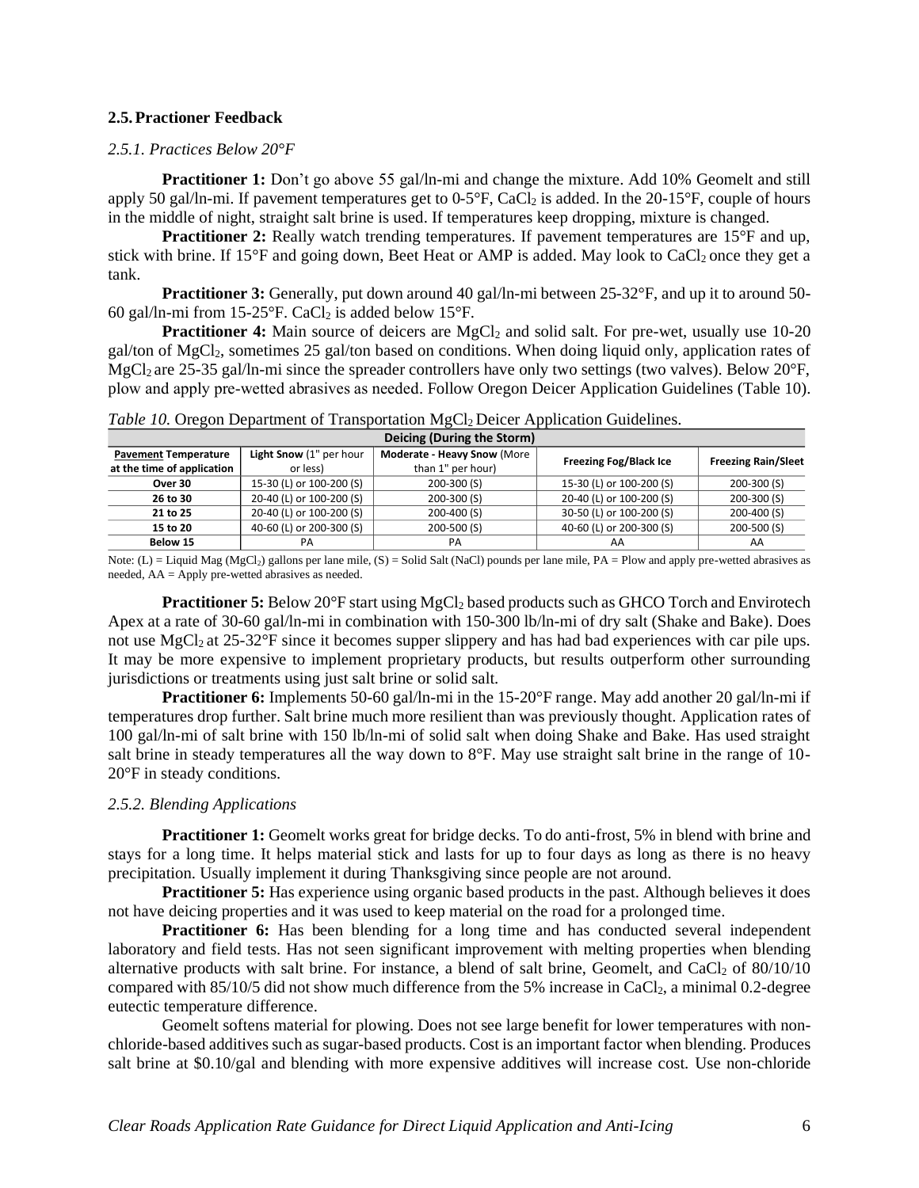## 2.5. Practioner Feedback

### *2.5.1. Practices Below 20°F*

**Practitioner 1:** Don't go above 55 gal/ln-mi and change the mixture. Add 10% Geomelt and still apply 50 gal/ln-mi. If pavement temperatures get to 0-5°F, $CaCl_2$ is added. In the 20-15°F, couple of hours in the middle of night, straight salt brine is used. If temperatures keep dropping, mixture is changed.

**Practitioner 2:** Really watch trending temperatures. If pavement temperatures are 15°F and up, stick with brine. If 15°F and going down, Beet Heat or AMP is added. May look to $CaCl_2$ once they get a tank.

**Practitioner 3:** Generally, put down around 40 gal/ln-mi between 25-32°F, and up it to around 50-60 gal/ln-mi from 15-25°F. $CaCl_2$ is added below 15°F.

**Practitioner 4:** Main source of deicers are $MgCl_2$ and solid salt. For pre-wet, usually use 10-20 gal/ton of $MgCl_2$, sometimes 25 gal/ton based on conditions. When doing liquid only, application rates of $MgCl_2$ are 25-35 gal/ln-mi since the spreader controllers have only two settings (two valves). Below 20°F, plow and apply pre-wetted abrasives as needed. Follow Oregon Deicer Application Guidelines (Table 10).

*Table 10.* Oregon Department of Transportation $MgCl_2$ Deicer Application Guidelines.

| Deicing (During the Storm) | | | | |
|---|---|---|---|---|
| **Pavement Temperature at the time of application** | **Light Snow** (1" per hour or less) | **Moderate - Heavy Snow** (More than 1" per hour) | **Freezing Fog/Black Ice** | **Freezing Rain/Sleet** |
| **Over 30** | 15-30 (L) or 100-200 (S) | 200-300 (S) | 15-30 (L) or 100-200 (S) | 200-300 (S) |
| **26 to 30** | 20-40 (L) or 100-200 (S) | 200-300 (S) | 20-40 (L) or 100-200 (S) | 200-300 (S) |
| **21 to 25** | 20-40 (L) or 100-200 (S) | 200-400 (S) | 30-50 (L) or 100-200 (S) | 200-400 (S) |
| **15 to 20** | 40-60 (L) or 200-300 (S) | 200-500 (S) | 40-60 (L) or 200-300 (S) | 200-500 (S) |
| **Below 15** | PA | PA | AA | AA |

Note: (L) = Liquid Mag ($MgCl_2$) gallons per lane mile, (S) = Solid Salt (NaCl) pounds per lane mile, PA = Plow and apply pre-wetted abrasives as needed, AA = Apply pre-wetted abrasives as needed.

**Practitioner 5:** Below 20°F start using $MgCl_2$ based products such as GHCO Torch and Envirotech Apex at a rate of 30-60 gal/ln-mi in combination with 150-300 lb/ln-mi of dry salt (Shake and Bake). Does not use $MgCl_2$ at 25-32°F since it becomes supper slippery and has had bad experiences with car pile ups. It may be more expensive to implement proprietary products, but results outperform other surrounding jurisdictions or treatments using just salt brine or solid salt.

**Practitioner 6:** Implements 50-60 gal/ln-mi in the 15-20°F range. May add another 20 gal/ln-mi if temperatures drop further. Salt brine much more resilient than was previously thought. Application rates of 100 gal/ln-mi of salt brine with 150 lb/ln-mi of solid salt when doing Shake and Bake. Has used straight salt brine in steady temperatures all the way down to 8°F. May use straight salt brine in the range of 10-20°F in steady conditions.

### *2.5.2. Blending Applications*

**Practitioner 1:** Geomelt works great for bridge decks. To do anti-frost, 5% in blend with brine and stays for a long time. It helps material stick and lasts for up to four days as long as there is no heavy precipitation. Usually implement it during Thanksgiving since people are not around.

**Practitioner 5:** Has experience using organic based products in the past. Although believes it does not have deicing properties and it was used to keep material on the road for a prolonged time.

**Practitioner 6:** Has been blending for a long time and has conducted several independent laboratory and field tests. Has not seen significant improvement with melting properties when blending alternative products with salt brine. For instance, a blend of salt brine, Geomelt, and $CaCl_2$ of 80/10/10 compared with 85/10/5 did not show much difference from the 5% increase in $CaCl_2$, a minimal 0.2-degree eutectic temperature difference.

Geomelt softens material for plowing. Does not see large benefit for lower temperatures with non-chloride-based additives such as sugar-based products. Cost is an important factor when blending. Produces salt brine at $0.10/gal and blending with more expensive additives will increase cost. Use non-chloride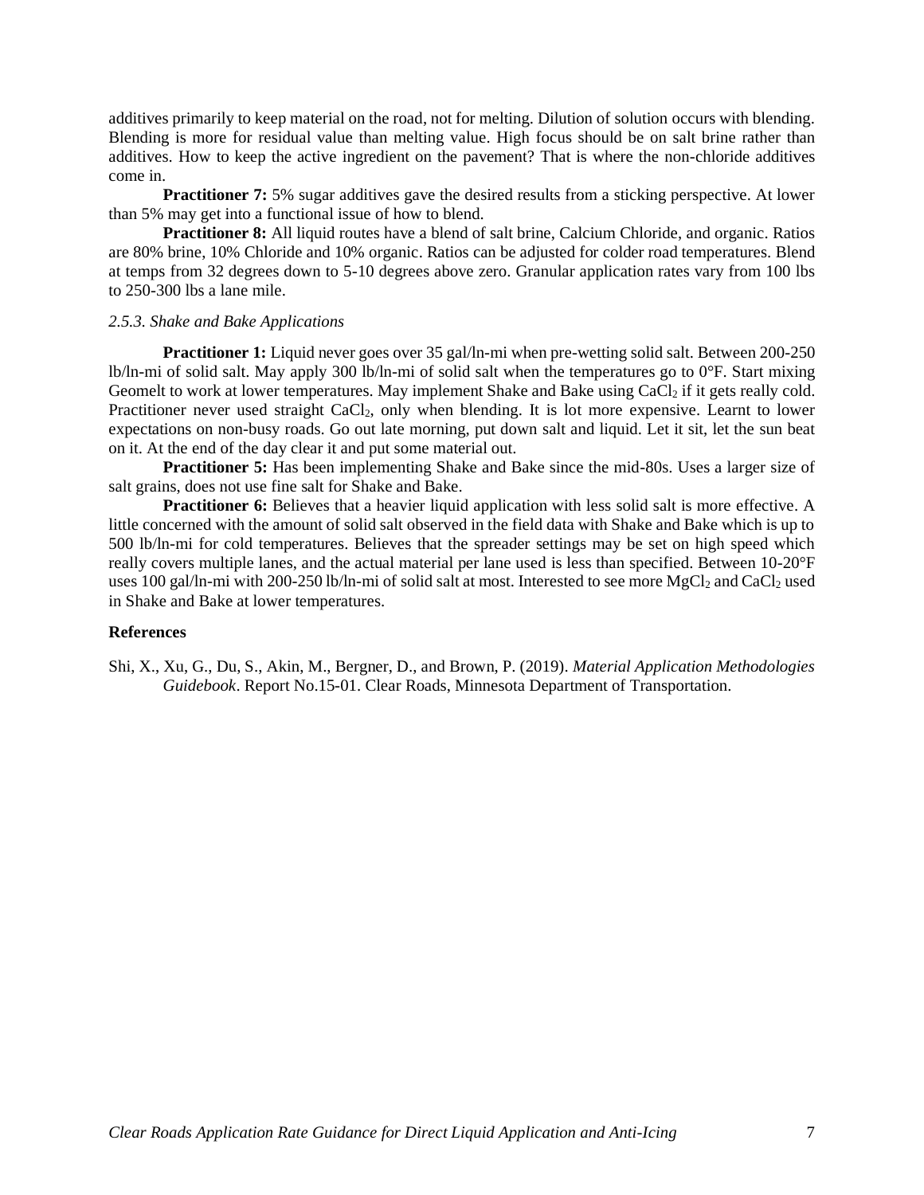additives primarily to keep material on the road, not for melting. Dilution of solution occurs with blending. Blending is more for residual value than melting value. High focus should be on salt brine rather than additives. How to keep the active ingredient on the pavement? That is where the non-chloride additives come in.

**Practitioner 7:** 5% sugar additives gave the desired results from a sticking perspective. At lower than 5% may get into a functional issue of how to blend.

**Practitioner 8:** All liquid routes have a blend of salt brine, Calcium Chloride, and organic. Ratios are 80% brine, 10% Chloride and 10% organic. Ratios can be adjusted for colder road temperatures. Blend at temps from 32 degrees down to 5-10 degrees above zero. Granular application rates vary from 100 lbs to 250-300 lbs a lane mile.

*2.5.3. Shake and Bake Applications*

**Practitioner 1:** Liquid never goes over 35 gal/ln-mi when pre-wetting solid salt. Between 200-250 lb/ln-mi of solid salt. May apply 300 lb/ln-mi of solid salt when the temperatures go to 0°F. Start mixing Geomelt to work at lower temperatures. May implement Shake and Bake using $CaCl_2$ if it gets really cold. Practitioner never used straight $CaCl_2$, only when blending. It is lot more expensive. Learnt to lower expectations on non-busy roads. Go out late morning, put down salt and liquid. Let it sit, let the sun beat on it. At the end of the day clear it and put some material out.

**Practitioner 5:** Has been implementing Shake and Bake since the mid-80s. Uses a larger size of salt grains, does not use fine salt for Shake and Bake.

**Practitioner 6:** Believes that a heavier liquid application with less solid salt is more effective. A little concerned with the amount of solid salt observed in the field data with Shake and Bake which is up to 500 lb/ln-mi for cold temperatures. Believes that the spreader settings may be set on high speed which really covers multiple lanes, and the actual material per lane used is less than specified. Between 10-20°F uses 100 gal/ln-mi with 200-250 lb/ln-mi of solid salt at most. Interested to see more $MgCl_2$ and $CaCl_2$ used in Shake and Bake at lower temperatures.

**References**

Shi, X., Xu, G., Du, S., Akin, M., Bergner, D., and Brown, P. (2019). *Material Application Methodologies Guidebook*. Report No.15-01. Clear Roads, Minnesota Department of Transportation.